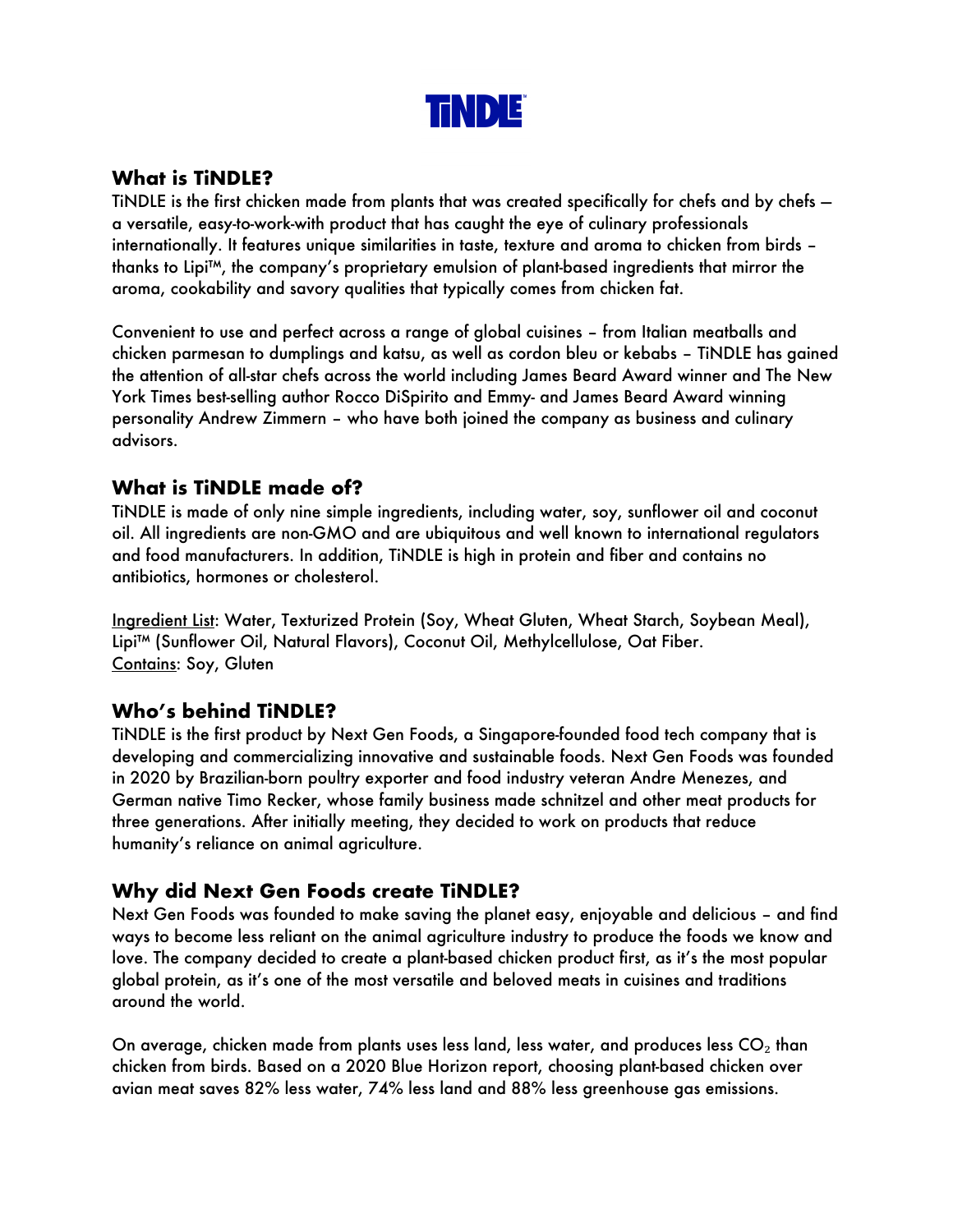# TiNDLE

## What is TiNDLE?

TiNDLE is the first chicken made from plants that was created specifically for chefs and by chefs — a versatile, easy-to-work-with product that has caught the eye of culinary professionals internationally. It features unique similarities in taste, texture and aroma to chicken from birds – thanks to Lipi™, the company's proprietary emulsion of plant-based ingredients that mirror the aroma, cookability and savory qualities that typically comes from chicken fat.

Convenient to use and perfect across a range of global cuisines – from Italian meatballs and chicken parmesan to dumplings and katsu, as well as cordon bleu or kebabs – TiNDLE has gained the attention of all-star chefs across the world including James Beard Award winner and The New York Times best-selling author Rocco DiSpirito and Emmy- and James Beard Award winning personality Andrew Zimmern – who have both joined the company as business and culinary advisors.

## What is TiNDLE made of?

TiNDLE is made of only nine simple ingredients, including water, soy, sunflower oil and coconut oil. All ingredients are non-GMO and are ubiquitous and well known to international regulators and food manufacturers. In addition, TiNDLE is high in protein and fiber and contains no antibiotics, hormones or cholesterol.

Ingredient List: Water, Texturized Protein (Soy, Wheat Gluten, Wheat Starch, Soybean Meal), Lipi™ (Sunflower Oil, Natural Flavors), Coconut Oil, Methylcellulose, Oat Fiber.
Contains: Soy, Gluten

## Who's behind TiNDLE?

TiNDLE is the first product by Next Gen Foods, a Singapore-founded food tech company that is developing and commercializing innovative and sustainable foods. Next Gen Foods was founded in 2020 by Brazilian-born poultry exporter and food industry veteran Andre Menezes, and German native Timo Recker, whose family business made schnitzel and other meat products for three generations. After initially meeting, they decided to work on products that reduce humanity's reliance on animal agriculture.

## Why did Next Gen Foods create TiNDLE?

Next Gen Foods was founded to make saving the planet easy, enjoyable and delicious – and find ways to become less reliant on the animal agriculture industry to produce the foods we know and love. The company decided to create a plant-based chicken product first, as it's the most popular global protein, as it's one of the most versatile and beloved meats in cuisines and traditions around the world.

On average, chicken made from plants uses less land, less water, and produces less $CO_2$ than chicken from birds. Based on a 2020 Blue Horizon report, choosing plant-based chicken over avian meat saves 82% less water, 74% less land and 88% less greenhouse gas emissions.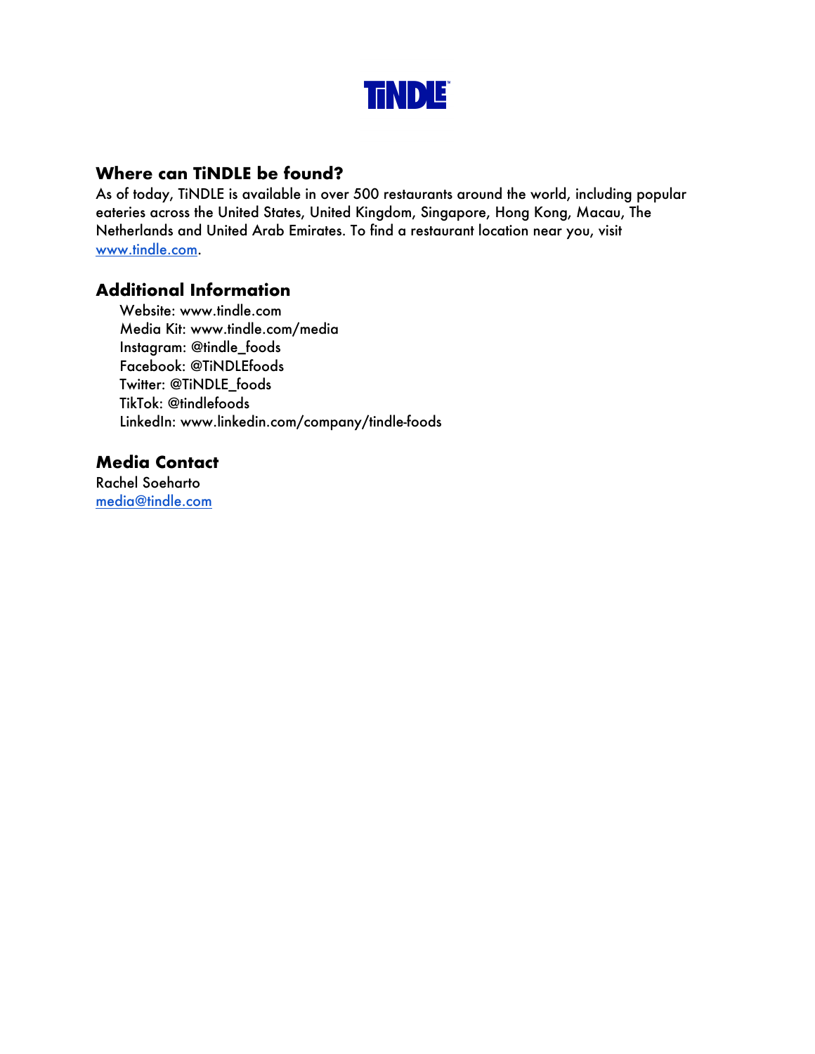# TiNDLE

## Where can TiNDLE be found?

As of today, TiNDLE is available in over 500 restaurants around the world, including popular eateries across the United States, United Kingdom, Singapore, Hong Kong, Macau, The Netherlands and United Arab Emirates. To find a restaurant location near you, visit www.tindle.com.

## Additional Information

Website: www.tindle.com
Media Kit: www.tindle.com/media
Instagram: @tindle_foods
Facebook: @TiNDLEfoods
Twitter: @TiNDLE_foods
TikTok: @tindlefoods
LinkedIn: www.linkedin.com/company/tindle-foods

## Media Contact

Rachel Soeharto
media@tindle.com